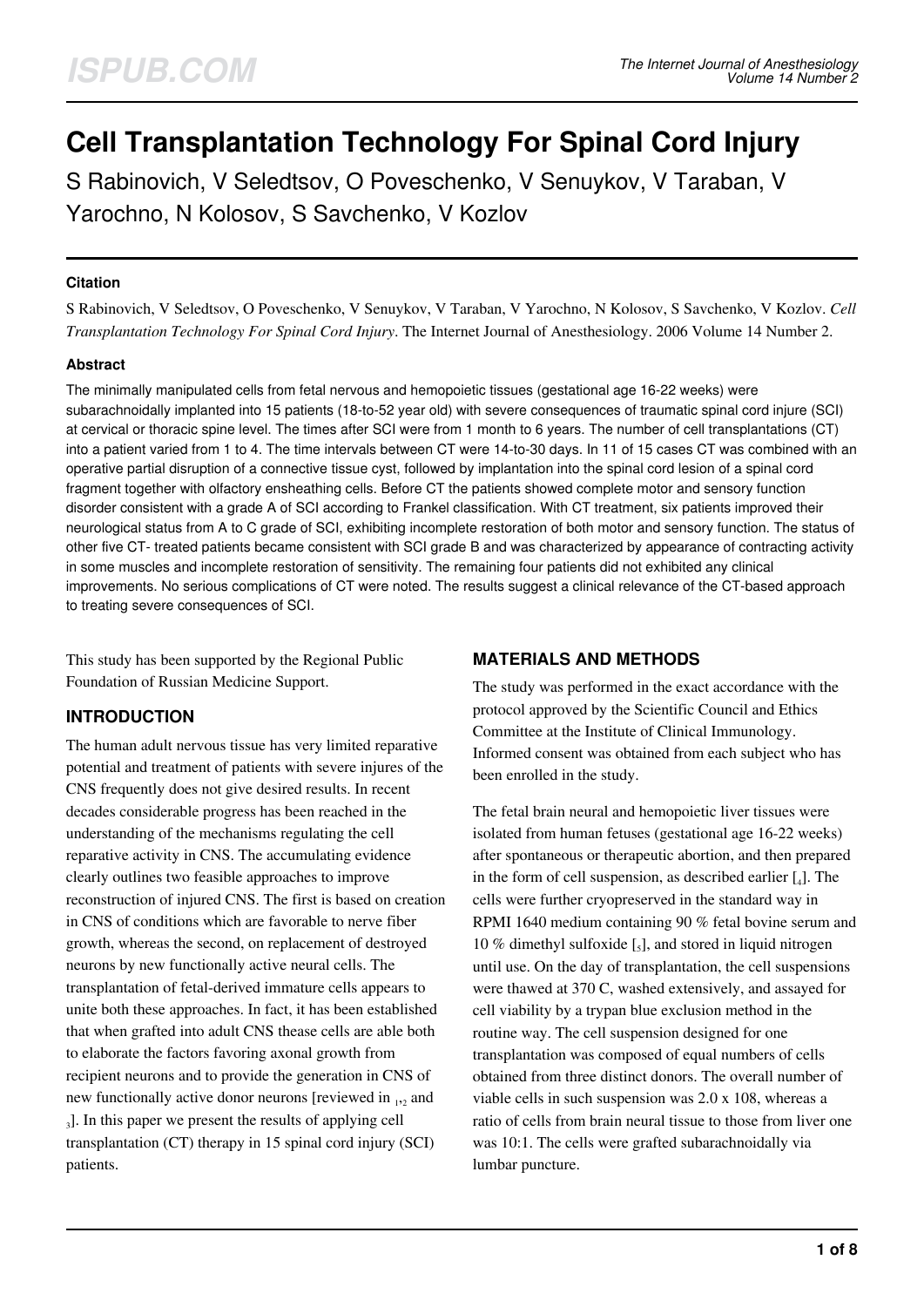# Cell Transplantation Technology For Spinal Cord Injury

S Rabinovich, V Seledtsov, O Poveschenko, V Senuykov, V Taraban, V Yarochno, N Kolosov, S Savchenko, V Kozlov

## Citation

S Rabinovich, V Seledtsov, O Poveschenko, V Senuykov, V Taraban, V Yarochno, N Kolosov, S Savchenko, V Kozlov. *Cell Transplantation Technology For Spinal Cord Injury*. The Internet Journal of Anesthesiology. 2006 Volume 14 Number 2.

## Abstract

The minimally manipulated cells from fetal nervous and hemopoietic tissues (gestational age 16-22 weeks) were subarachnoidally implanted into 15 patients (18-to-52 year old) with severe consequences of traumatic spinal cord injure (SCI) at cervical or thoracic spine level. The times after SCI were from 1 month to 6 years. The number of cell transplantations (CT) into a patient varied from 1 to 4. The time intervals between CT were 14-to-30 days. In 11 of 15 cases CT was combined with an operative partial disruption of a connective tissue cyst, followed by implantation into the spinal cord lesion of a spinal cord fragment together with olfactory ensheathing cells. Before CT the patients showed complete motor and sensory function disorder consistent with a grade A of SCI according to Frankel classification. With CT treatment, six patients improved their neurological status from A to C grade of SCI, exhibiting incomplete restoration of both motor and sensory function. The status of other five CT- treated patients became consistent with SCI grade B and was characterized by appearance of contracting activity in some muscles and incomplete restoration of sensitivity. The remaining four patients did not exhibited any clinical improvements. No serious complications of CT were noted. The results suggest a clinical relevance of the CT-based approach to treating severe consequences of SCI.

This study has been supported by the Regional Public Foundation of Russian Medicine Support.

## INTRODUCTION

The human adult nervous tissue has very limited reparative potential and treatment of patients with severe injures of the CNS frequently does not give desired results. In recent decades considerable progress has been reached in the understanding of the mechanisms regulating the cell reparative activity in CNS. The accumulating evidence clearly outlines two feasible approaches to improve reconstruction of injured CNS. The first is based on creation in CNS of conditions which are favorable to nerve fiber growth, whereas the second, on replacement of destroyed neurons by new functionally active neural cells. The transplantation of fetal-derived immature cells appears to unite both these approaches. In fact, it has been established that when grafted into adult CNS thease cells are able both to elaborate the factors favoring axonal growth from recipient neurons and to provide the generation in CNS of new functionally active donor neurons [reviewed in [1,2] and [3]]. In this paper we present the results of applying cell transplantation (CT) therapy in 15 spinal cord injury (SCI) patients.

## MATERIALS AND METHODS

The study was performed in the exact accordance with the protocol approved by the Scientific Council and Ethics Committee at the Institute of Clinical Immunology. Informed consent was obtained from each subject who has been enrolled in the study.

The fetal brain neural and hemopoietic liver tissues were isolated from human fetuses (gestational age 16-22 weeks) after spontaneous or therapeutic abortion, and then prepared in the form of cell suspension, as described earlier [4]. The cells were further cryopreserved in the standard way in RPMI 1640 medium containing 90 % fetal bovine serum and 10 % dimethyl sulfoxide [5], and stored in liquid nitrogen until use. On the day of transplantation, the cell suspensions were thawed at 370 C, washed extensively, and assayed for cell viability by a trypan blue exclusion method in the routine way. The cell suspension designed for one transplantation was composed of equal numbers of cells obtained from three distinct donors. The overall number of viable cells in such suspension was 2.0 x 108, whereas a ratio of cells from brain neural tissue to those from liver one was 10:1. The cells were grafted subarachnoidally via lumbar puncture.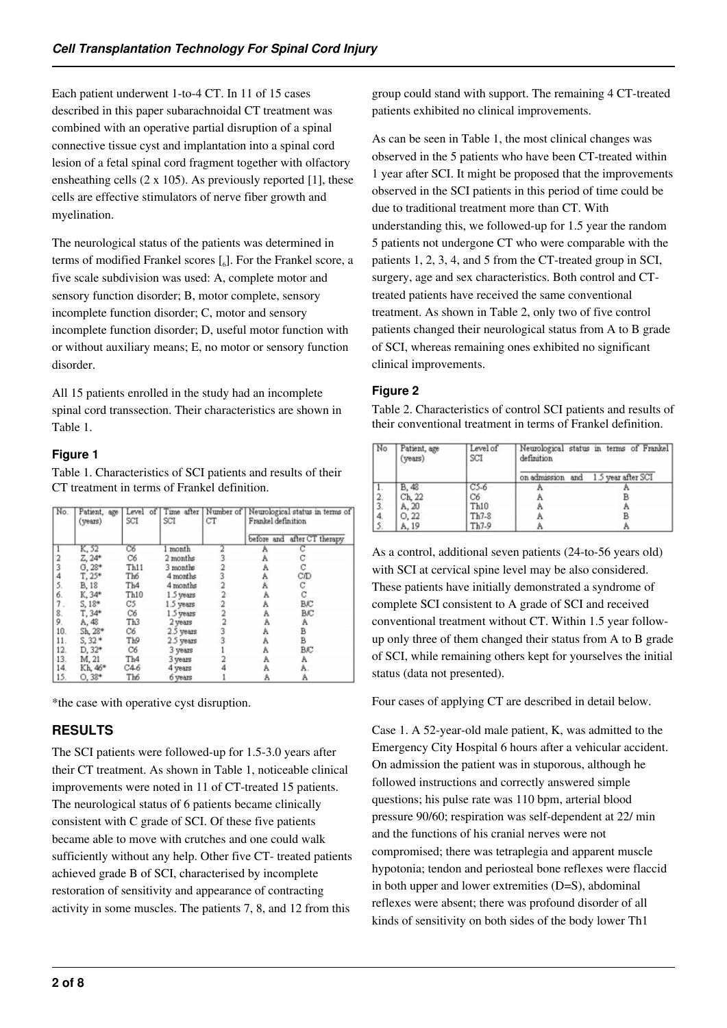Each patient underwent 1-to-4 CT. In 11 of 15 cases described in this paper subarachnoidal CT treatment was combined with an operative partial disruption of a spinal connective tissue cyst and implantation into a spinal cord lesion of a fetal spinal cord fragment together with olfactory ensheathing cells (2 x 105). As previously reported [1], these cells are effective stimulators of nerve fiber growth and myelination.

The neurological status of the patients was determined in terms of modified Frankel scores [6]. For the Frankel score, a five scale subdivision was used: A, complete motor and sensory function disorder; B, motor complete, sensory incomplete function disorder; C, motor and sensory incomplete function disorder; D, useful motor function with or without auxiliary means; E, no motor or sensory function disorder.

All 15 patients enrolled in the study had an incomplete spinal cord transsection. Their characteristics are shown in Table 1.

### Figure 1

Table 1. Characteristics of SCI patients and results of their CT treatment in terms of Frankel definition.

| No. | Patient, age (years) | Level of SCI | Time after SCI | Number of CT | Neurological status in terms of Frankel definition | |
|---|---|---|---|---|---|---|
| | | | | | before and | after CT therapy |
| 1 | K, 52 | C6 | 1 month | 2 | A | C |
| 2 | Z, 24* | C6 | 2 months | 3 | A | C |
| 3 | G, 28* | Th11 | 3 months | 2 | A | C |
| 4 | T, 25* | Th6 | 4 months | 3 | A | C/D |
| 5. | B, 18 | Th4 | 4 months | 2 | A | C |
| 6. | K, 34* | Th10 | 1.5 years | 2 | A | C |
| 7. | S, 18* | C5 | 1.5 years | 2 | A | B/C |
| 8. | T, 34* | C6 | 1.5 years | 2 | A | B/C |
| 9. | A, 48 | Th3 | 2 years | 2 | A | A |
| 10. | Sh, 28* | C6 | 2.5 years | 3 | A | B |
| 11. | S, 32* | Th9 | 2.5 years | 3 | A | B |
| 12. | D, 32* | C6 | 3 years | 1 | A | B/C |
| 13. | M, 21 | Th4 | 3 years | 2 | A | A |
| 14. | Kh, 46* | C4-6 | 4 years | 4 | A | A. |
| 15. | O, 38* | Th6 | 6 years | 1 | A | A |

*the case with operative cyst disruption.

## RESULTS

The SCI patients were followed-up for 1.5-3.0 years after their CT treatment. As shown in Table 1, noticeable clinical improvements were noted in 11 of CT-treated 15 patients. The neurological status of 6 patients became clinically consistent with C grade of SCI. Of these five patients became able to move with crutches and one could walk sufficiently without any help. Other five CT- treated patients achieved grade B of SCI, characterised by incomplete restoration of sensitivity and appearance of contracting activity in some muscles. The patients 7, 8, and 12 from this group could stand with support. The remaining 4 CT-treated patients exhibited no clinical improvements.

As can be seen in Table 1, the most clinical changes was observed in the 5 patients who have been CT-treated within 1 year after SCI. It might be proposed that the improvements observed in the SCI patients in this period of time could be due to traditional treatment more than CT. With understanding this, we followed-up for 1.5 year the random 5 patients not undergone CT who were comparable with the patients 1, 2, 3, 4, and 5 from the CT-treated group in SCI, surgery, age and sex characteristics. Both control and CT-treated patients have received the same conventional treatment. As shown in Table 2, only two of five control patients changed their neurological status from A to B grade of SCI, whereas remaining ones exhibited no significant clinical improvements.

### Figure 2

Table 2. Characteristics of control SCI patients and results of their conventional treatment in terms of Frankel definition.

| No | Patient, age (years) | Level of SCI | Neurological status in terms of Frankel definition | |
|---|---|---|---|---|
| | | | on admission and | 1.5 year after SCI |
| 1. | B, 48 | C5-6 | A | A |
| 2. | Ch, 22 | C6 | A | B |
| 3. | A, 20 | Th10 | A | A |
| 4. | O, 22 | Th7-8 | A | B |
| 5. | A, 19 | Th7-9 | A | A |

As a control, additional seven patients (24-to-56 years old) with SCI at cervical spine level may be also considered. These patients have initially demonstrated a syndrome of complete SCI consistent to A grade of SCI and received conventional treatment without CT. Within 1.5 year follow-up only three of them changed their status from A to B grade of SCI, while remaining others kept for yourselves the initial status (data not presented).

Four cases of applying CT are described in detail below.

Case 1. A 52-year-old male patient, K, was admitted to the Emergency City Hospital 6 hours after a vehicular accident. On admission the patient was in stuporous, although he followed instructions and correctly answered simple questions; his pulse rate was 110 bpm, arterial blood pressure 90/60; respiration was self-dependent at 22/ min and the functions of his cranial nerves were not compromised; there was tetraplegia and apparent muscle hypotonia; tendon and periosteal bone reflexes were flaccid in both upper and lower extremities (D=S), abdominal reflexes were absent; there was profound disorder of all kinds of sensitivity on both sides of the body lower Th1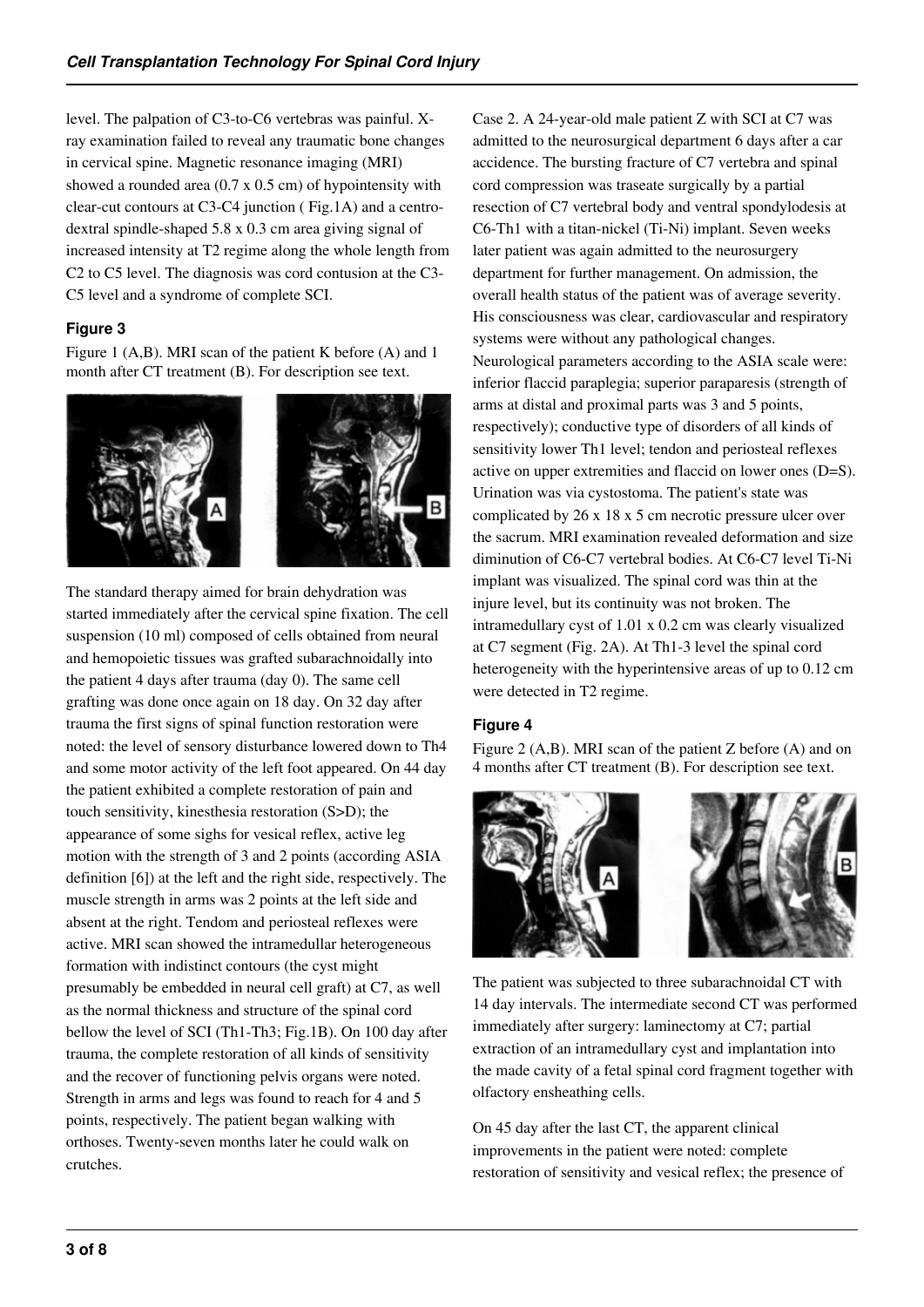level. The palpation of C3-to-C6 vertebras was painful. X-ray examination failed to reveal any traumatic bone changes in cervical spine. Magnetic resonance imaging (MRI) showed a rounded area (0.7 x 0.5 cm) of hypointensity with clear-cut contours at C3-C4 junction ( Fig.1A) and a centro-dextral spindle-shaped 5.8 x 0.3 cm area giving signal of increased intensity at T2 regime along the whole length from C2 to C5 level. The diagnosis was cord contusion at the C3-C5 level and a syndrome of complete SCI.

#### Figure 3

Figure 1 (A,B). MRI scan of the patient K before (A) and 1 month after CT treatment (B). For description see text.

The standard therapy aimed for brain dehydration was started immediately after the cervical spine fixation. The cell suspension (10 ml) composed of cells obtained from neural and hemopoietic tissues was grafted subarachnoidally into the patient 4 days after trauma (day 0). The same cell grafting was done once again on 18 day. On 32 day after trauma the first signs of spinal function restoration were noted: the level of sensory disturbance lowered down to Th4 and some motor activity of the left foot appeared. On 44 day the patient exhibited a complete restoration of pain and touch sensitivity, kinesthesia restoration (S>D); the appearance of some sighs for vesical reflex, active leg motion with the strength of 3 and 2 points (according ASIA definition [6]) at the left and the right side, respectively. The muscle strength in arms was 2 points at the left side and absent at the right. Tendom and periosteal reflexes were active. MRI scan showed the intramedullar heterogeneous formation with indistinct contours (the cyst might presumably be embedded in neural cell graft) at C7, as well as the normal thickness and structure of the spinal cord bellow the level of SCI (Th1-Th3; Fig.1B). On 100 day after trauma, the complete restoration of all kinds of sensitivity and the recover of functioning pelvis organs were noted. Strength in arms and legs was found to reach for 4 and 5 points, respectively. The patient began walking with orthoses. Twenty-seven months later he could walk on crutches.

Case 2. A 24-year-old male patient Z with SCI at C7 was admitted to the neurosurgical department 6 days after a car accident. The bursting fracture of C7 vertebra and spinal cord compression was traseate surgically by a partial resection of C7 vertebral body and ventral spondylodesis at C6-Th1 with a titan-nickel (Ti-Ni) implant. Seven weeks later patient was again admitted to the neurosurgery department for further management. On admission, the overall health status of the patient was of average severity. His consciousness was clear, cardiovascular and respiratory systems were without any pathological changes. Neurological parameters according to the ASIA scale were: inferior flaccid paraplegia; superior paraparesis (strength of arms at distal and proximal parts was 3 and 5 points, respectively); conductive type of disorders of all kinds of sensitivity lower Th1 level; tendon and periosteal reflexes active on upper extremities and flaccid on lower ones (D=S). Urination was via cystostoma. The patient's state was complicated by 26 x 18 x 5 cm necrotic pressure ulcer over the sacrum. MRI examination revealed deformation and size diminution of C6-C7 vertebral bodies. At C6-C7 level Ti-Ni implant was visualized. The spinal cord was thin at the injure level, but its continuity was not broken. The intramedullary cyst of 1.01 x 0.2 cm was clearly visualized at C7 segment (Fig. 2A). At Th1-3 level the spinal cord heterogeneity with the hyperintensive areas of up to 0.12 cm were detected in T2 regime.

#### Figure 4

Figure 2 (A,B). MRI scan of the patient Z before (A) and on 4 months after CT treatment (B). For description see text.

The patient was subjected to three subarachnoidal CT with 14 day intervals. The intermediate second CT was performed immediately after surgery: laminectomy at C7; partial extraction of an intramedullary cyst and implantation into the made cavity of a fetal spinal cord fragment together with olfactory ensheathing cells.

On 45 day after the last CT, the apparent clinical improvements in the patient were noted: complete restoration of sensitivity and vesical reflex; the presence of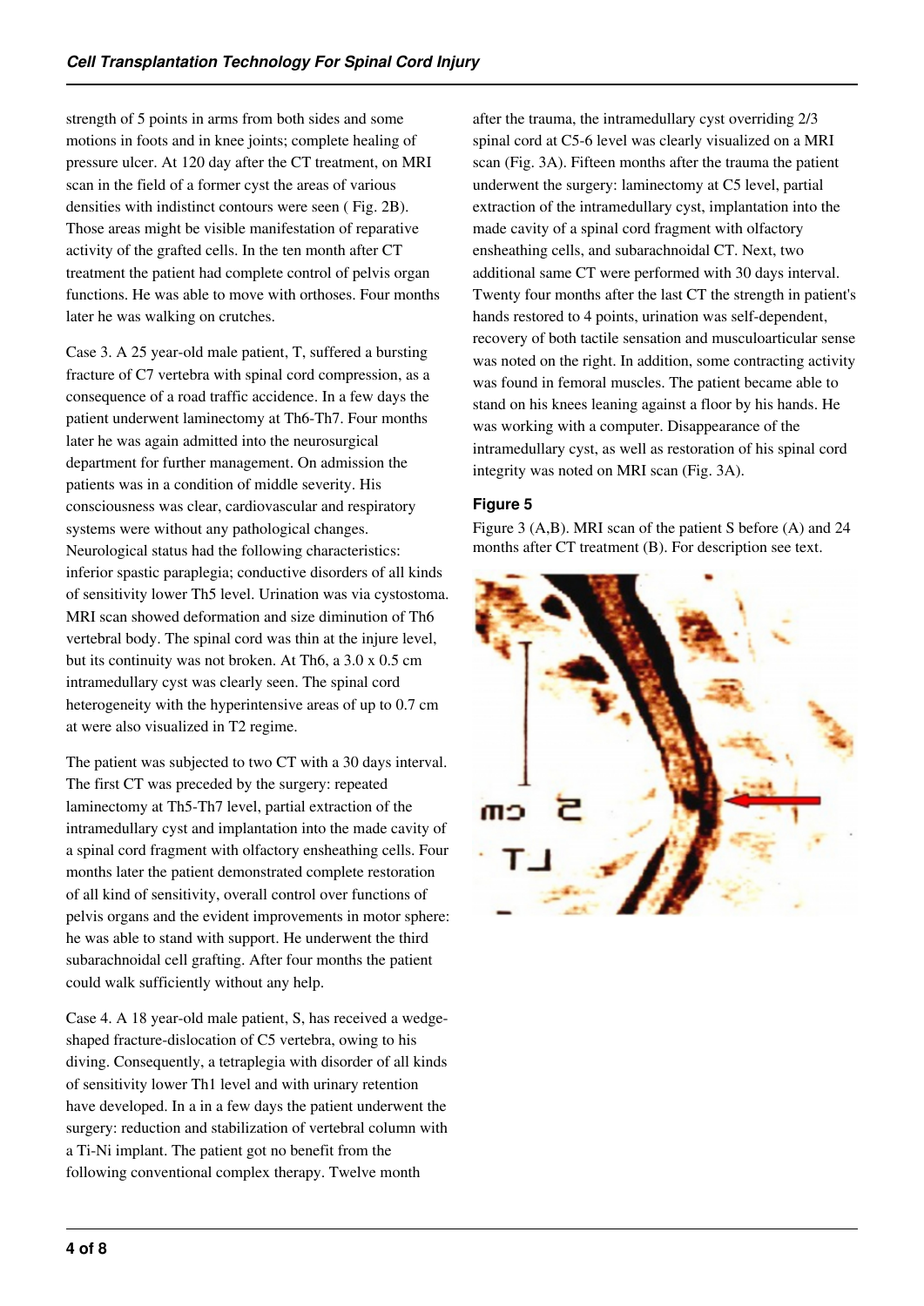strength of 5 points in arms from both sides and some motions in foots and in knee joints; complete healing of pressure ulcer. At 120 day after the CT treatment, on MRI scan in the field of a former cyst the areas of various densities with indistinct contours were seen ( Fig. 2B). Those areas might be visible manifestation of reparative activity of the grafted cells. In the ten month after CT treatment the patient had complete control of pelvis organ functions. He was able to move with orthoses. Four months later he was walking on crutches.

Case 3. A 25 year-old male patient, T, suffered a bursting fracture of C7 vertebra with spinal cord compression, as a consequence of a road traffic accidence. In a few days the patient underwent laminectomy at Th6-Th7. Four months later he was again admitted into the neurosurgical department for further management. On admission the patients was in a condition of middle severity. His consciousness was clear, cardiovascular and respiratory systems were without any pathological changes. Neurological status had the following characteristics: inferior spastic paraplegia; conductive disorders of all kinds of sensitivity lower Th5 level. Urination was via cystostoma. MRI scan showed deformation and size diminution of Th6 vertebral body. The spinal cord was thin at the injure level, but its continuity was not broken. At Th6, a 3.0 x 0.5 cm intramedullary cyst was clearly seen. The spinal cord heterogeneity with the hyperintensive areas of up to 0.7 cm at were also visualized in T2 regime.

The patient was subjected to two CT with a 30 days interval. The first CT was preceded by the surgery: repeated laminectomy at Th5-Th7 level, partial extraction of the intramedullary cyst and implantation into the made cavity of a spinal cord fragment with olfactory ensheathing cells. Four months later the patient demonstrated complete restoration of all kind of sensitivity, overall control over functions of pelvis organs and the evident improvements in motor sphere: he was able to stand with support. He underwent the third subarachnoidal cell grafting. After four months the patient could walk sufficiently without any help.

Case 4. A 18 year-old male patient, S, has received a wedge-shaped fracture-dislocation of C5 vertebra, owing to his diving. Consequently, a tetraplegia with disorder of all kinds of sensitivity lower Th1 level and with urinary retention have developed. In a in a few days the patient underwent the surgery: reduction and stabilization of vertebral column with a Ti-Ni implant. The patient got no benefit from the following conventional complex therapy. Twelve month after the trauma, the intramedullary cyst overriding 2/3 spinal cord at C5-6 level was clearly visualized on a MRI scan (Fig. 3A). Fifteen months after the trauma the patient underwent the surgery: laminectomy at C5 level, partial extraction of the intramedullary cyst, implantation into the made cavity of a spinal cord fragment with olfactory ensheathing cells, and subarachnoidal CT. Next, two additional same CT were performed with 30 days interval. Twenty four months after the last CT the strength in patient's hands restored to 4 points, urination was self-dependent, recovery of both tactile sensation and musculoarticular sense was noted on the right. In addition, some contracting activity was found in femoral muscles. The patient became able to stand on his knees leaning against a floor by his hands. He was working with a computer. Disappearance of the intramedullary cyst, as well as restoration of his spinal cord integrity was noted on MRI scan (Fig. 3A).

### Figure 5

Figure 3 (A,B). MRI scan of the patient S before (A) and 24 months after CT treatment (B). For description see text.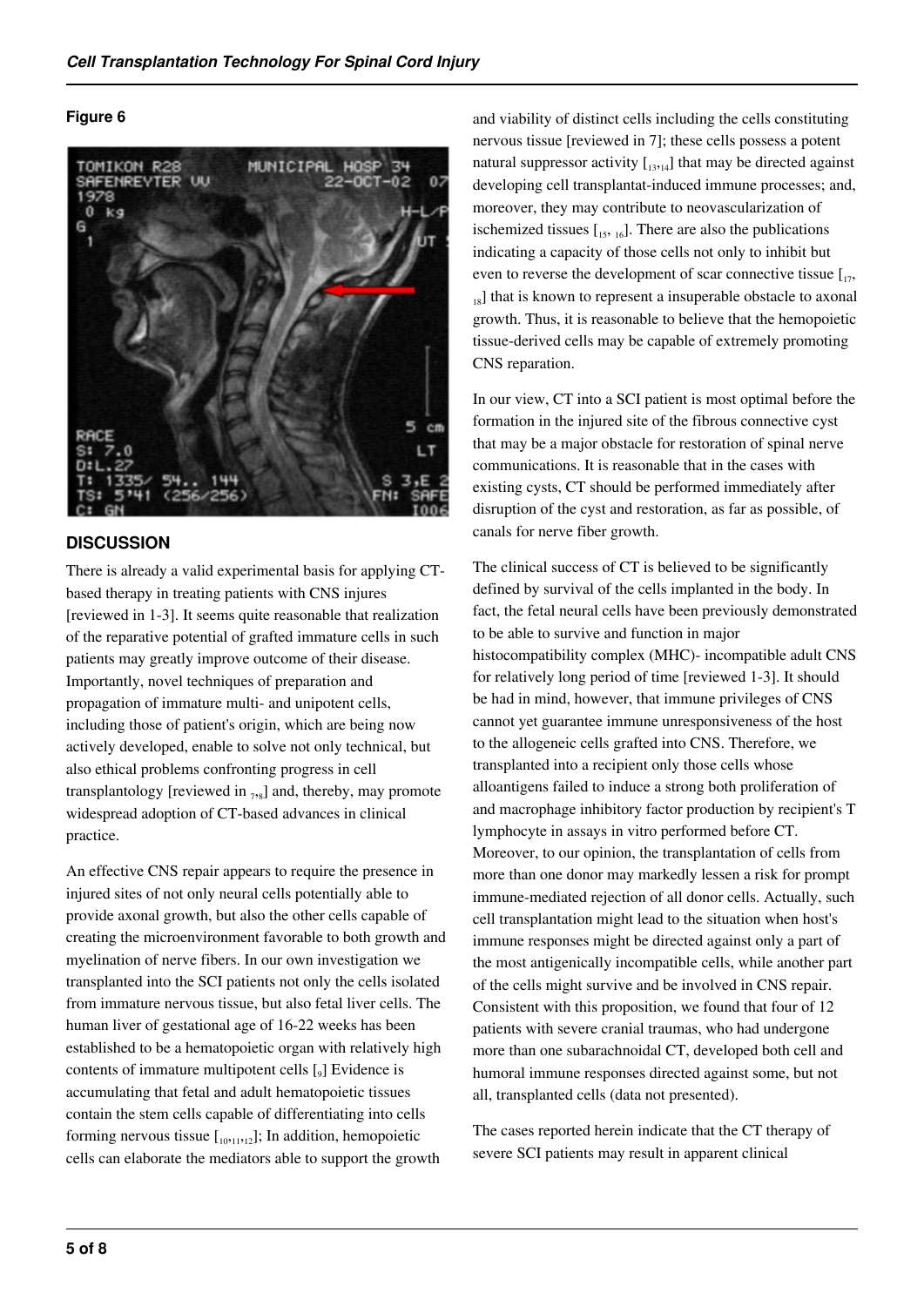**Figure 6**

## DISCUSSION

There is already a valid experimental basis for applying CT-based therapy in treating patients with CNS injures [reviewed in 1-3]. It seems quite reasonable that realization of the reparative potential of grafted immature cells in such patients may greatly improve outcome of their disease. Importantly, novel techniques of preparation and propagation of immature multi- and unipotent cells, including those of patient's origin, which are being now actively developed, enable to solve not only technical, but also ethical problems confronting progress in cell transplantology [reviewed in [7,8]] and, thereby, may promote widespread adoption of CT-based advances in clinical practice.

An effective CNS repair appears to require the presence in injured sites of not only neural cells potentially able to provide axonal growth, but also the other cells capable of creating the microenvironment favorable to both growth and myelination of nerve fibers. In our own investigation we transplanted into the SCI patients not only the cells isolated from immature nervous tissue, but also fetal liver cells. The human liver of gestational age of 16-22 weeks has been established to be a hematopoietic organ with relatively high contents of immature multipotent cells [[9]] Evidence is accumulating that fetal and adult hematopoietic tissues contain the stem cells capable of differentiating into cells forming nervous tissue [[10,11,12]]; In addition, hemopoietic cells can elaborate the mediators able to support the growth and viability of distinct cells including the cells constituting nervous tissue [reviewed in 7]; these cells possess a potent natural suppressor activity [[13,14]] that may be directed against developing cell transplantat-induced immune processes; and, moreover, they may contribute to neovascularization of ischemized tissues [[15, 16]]. There are also the publications indicating a capacity of those cells not only to inhibit but even to reverse the development of scar connective tissue [[17, 18]] that is known to represent a insuperable obstacle to axonal growth. Thus, it is reasonable to believe that the hemopoietic tissue-derived cells may be capable of extremely promoting CNS reparation.

In our view, CT into a SCI patient is most optimal before the formation in the injured site of the fibrous connective cyst that may be a major obstacle for restoration of spinal nerve communications. It is reasonable that in the cases with existing cysts, CT should be performed immediately after disruption of the cyst and restoration, as far as possible, of canals for nerve fiber growth.

The clinical success of CT is believed to be significantly defined by survival of the cells implanted in the body. In fact, the fetal neural cells have been previously demonstrated to be able to survive and function in major histocompatibility complex (MHC)- incompatible adult CNS for relatively long period of time [reviewed 1-3]. It should be had in mind, however, that immune privileges of CNS cannot yet guarantee immune unresponsiveness of the host to the allogeneic cells grafted into CNS. Therefore, we transplanted into a recipient only those cells whose alloantigens failed to induce a strong both proliferation of and macrophage inhibitory factor production by recipient's T lymphocyte in assays in vitro performed before CT. Moreover, to our opinion, the transplantation of cells from more than one donor may markedly lessen a risk for prompt immune-mediated rejection of all donor cells. Actually, such cell transplantation might lead to the situation when host's immune responses might be directed against only a part of the most antigenically incompatible cells, while another part of the cells might survive and be involved in CNS repair. Consistent with this proposition, we found that four of 12 patients with severe cranial traumas, who had undergone more than one subarachnoidal CT, developed both cell and humoral immune responses directed against some, but not all, transplanted cells (data not presented).

The cases reported herein indicate that the CT therapy of severe SCI patients may result in apparent clinical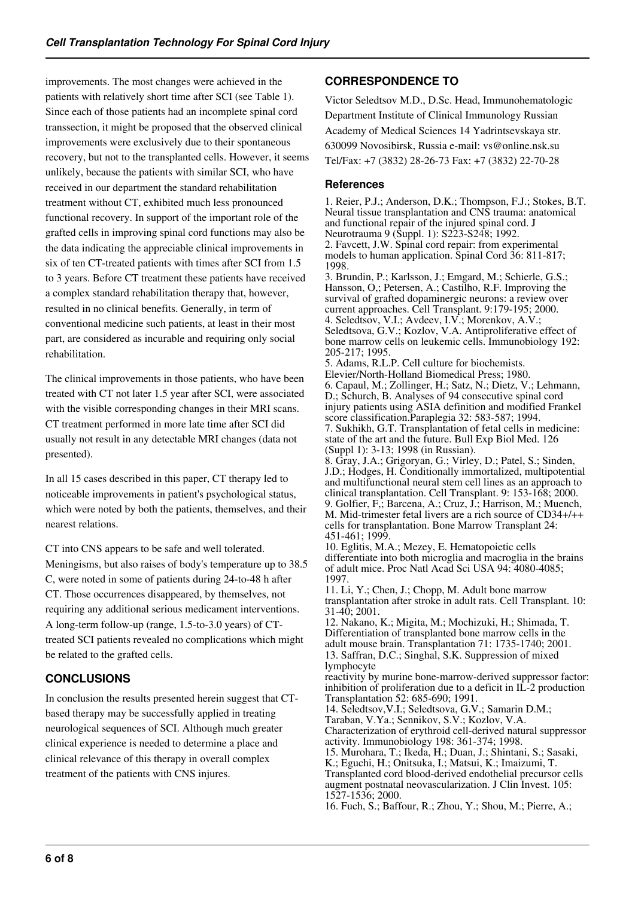improvements. The most changes were achieved in the patients with relatively short time after SCI (see Table 1). Since each of those patients had an incomplete spinal cord transsection, it might be proposed that the observed clinical improvements were exclusively due to their spontaneous recovery, but not to the transplanted cells. However, it seems unlikely, because the patients with similar SCI, who have received in our department the standard rehabilitation treatment without CT, exhibited much less pronounced functional recovery. In support of the important role of the grafted cells in improving spinal cord functions may also be the data indicating the appreciable clinical improvements in six of ten CT-treated patients with times after SCI from 1.5 to 3 years. Before CT treatment these patients have received a complex standard rehabilitation therapy that, however, resulted in no clinical benefits. Generally, in term of conventional medicine such patients, at least in their most part, are considered as incurable and requiring only social rehabilitation.

The clinical improvements in those patients, who have been treated with CT not later 1.5 year after SCI, were associated with the visible corresponding changes in their MRI scans. CT treatment performed in more late time after SCI did usually not result in any detectable MRI changes (data not presented).

In all 15 cases described in this paper, CT therapy led to noticeable improvements in patient's psychological status, which were noted by both the patients, themselves, and their nearest relations.

CT into CNS appears to be safe and well tolerated. Meningisms, but also raises of body's temperature up to 38.5 C, were noted in some of patients during 24-to-48 h after CT. Those occurrences disappeared, by themselves, not requiring any additional serious medicament interventions. A long-term follow-up (range, 1.5-to-3.0 years) of CT-treated SCI patients revealed no complications which might be related to the grafted cells.

## CONCLUSIONS

In conclusion the results presented herein suggest that CT-based therapy may be successfully applied in treating neurological sequences of SCI. Although much greater clinical experience is needed to determine a place and clinical relevance of this therapy in overall complex treatment of the patients with CNS injures.

## CORRESPONDENCE TO

Victor Seledtsov M.D., D.Sc. Head, Immunohematologic Department Institute of Clinical Immunology Russian Academy of Medical Sciences 14 Yadrintsevskaya str. 630099 Novosibirsk, Russia e-mail: vs@online.nsk.su Tel/Fax: +7 (3832) 28-26-73 Fax: +7 (3832) 22-70-28

### References

1. Reier, P.J.; Anderson, D.K.; Thompson, F.J.; Stokes, B.T. Neural tissue transplantation and CNS trauma: anatomical and functional repair of the injured spinal cord. J Neurotrauma 9 (Suppl. 1): S223-S248; 1992.
2. Favcett, J.W. Spinal cord repair: from experimental models to human application. Spinal Cord 36: 811-817; 1998.
3. Brundin, P.; Karlsson, J.; Emgard, M.; Schierle, G.S.; Hansson, O.; Petersen, A.; Castilho, R.F. Improving the survival of grafted dopaminergic neurons: a review over current approaches. Cell Transplant. 9:179-195; 2000.
4. Seledtsov, V.I.; Avdeev, I.V.; Morenkov, A.V.; Seledtsova, G.V.; Kozlov, V.A. Antiproliferative effect of bone marrow cells on leukemic cells. Immunobiology 192: 205-217; 1995.
5. Adams, R.L.P. Cell culture for biochemists. Elevier/North-Holland Biomedical Press; 1980.
6. Capaul, M.; Zollinger, H.; Satz, N.; Dietz, V.; Lehmann, D.; Schurch, B. Analyses of 94 consecutive spinal cord injury patients using ASIA definition and modified Frankel score classification.Paraplegia 32: 583-587; 1994.
7. Sukhikh, G.T. Transplantation of fetal cells in medicine: state of the art and the future. Bull Exp Biol Med. 126 (Suppl 1): 3-13; 1998 (in Russian).
8. Gray, J.A.; Grigoryan, G.; Virley, D.; Patel, S.; Sinden, J.D.; Hodges, H. Conditionally immortalized, multipotential and multifunctional neural stem cell lines as an approach to clinical transplantation. Cell Transplant. 9: 153-168; 2000.
9. Golfier, F,; Barcena, A.; Cruz, J.; Harrison, M.; Muench, M. Mid-trimester fetal livers are a rich source of CD34+/++ cells for transplantation. Bone Marrow Transplant 24: 451-461; 1999.
10. Eglitis, M.A.; Mezey, E. Hematopoietic cells differentiate into both microglia and macroglia in the brains of adult mice. Proc Natl Acad Sci USA 94: 4080-4085; 1997.
11. Li, Y.; Chen, J.; Chopp, M. Adult bone marrow transplantation after stroke in adult rats. Cell Transplant. 10: 31-40; 2001.
12. Nakano, K.; Migita, M.; Mochizuki, H.; Shimada, T. Differentiation of transplanted bone marrow cells in the adult mouse brain. Transplantation 71: 1735-1740; 2001.
13. Saffran, D.C.; Singhal, S.K. Suppression of mixed lymphocyte reactivity by murine bone-marrow-derived suppressor factor: inhibition of proliferation due to a deficit in IL-2 production Transplantation 52: 685-690; 1991.
14. Seledtsov,V.I.; Seledtsova, G.V.; Samarin D.M.; Taraban, V.Ya.; Sennikov, S.V.; Kozlov, V.A. Characterization of erythroid cell-derived natural suppressor activity. Immunobiology 198: 361-374; 1998.
15. Murohara, T.; Ikeda, H.; Duan, J.; Shintani, S.; Sasaki, K.; Eguchi, H.; Onitsuka, I.; Matsui, K.; Imaizumi, T. Transplanted cord blood-derived endothelial precursor cells augment postnatal neovascularization. J Clin Invest. 105: 1527-1536; 2000.
16. Fuch, S.; Baffour, R.; Zhou, Y.; Shou, M.; Pierre, A.;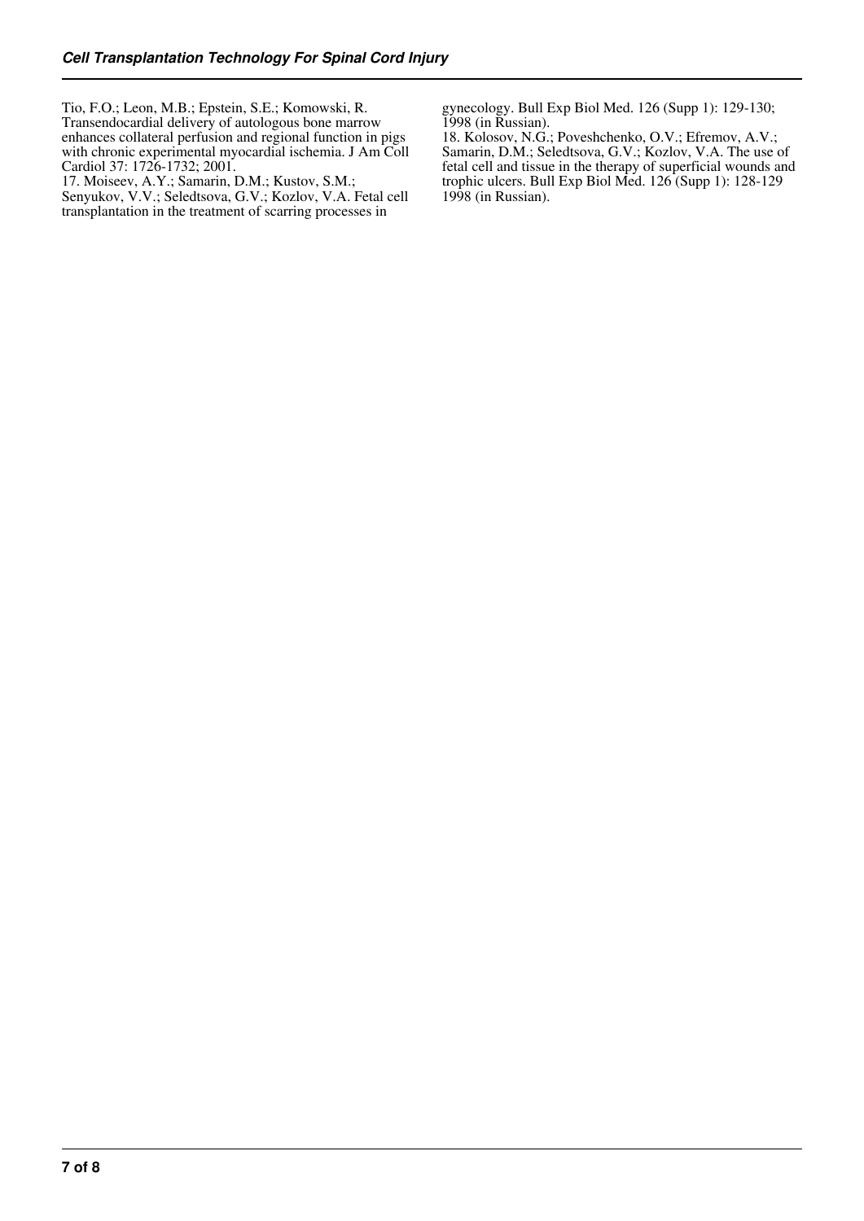Tio, F.O.; Leon, M.B.; Epstein, S.E.; Komowski, R. Transendocardial delivery of autologous bone marrow enhances collateral perfusion and regional function in pigs with chronic experimental myocardial ischemia. J Am Coll Cardiol 37: 1726-1732; 2001.

17. Moiseev, A.Y.; Samarin, D.M.; Kustov, S.M.; Senyukov, V.V.; Seledtsova, G.V.; Kozlov, V.A. Fetal cell transplantation in the treatment of scarring processes in gynecology. Bull Exp Biol Med. 126 (Supp 1): 129-130; 1998 (in Russian).

18. Kolosov, N.G.; Poveshchenko, O.V.; Efremov, A.V.; Samarin, D.M.; Seledtsova, G.V.; Kozlov, V.A. The use of fetal cell and tissue in the therapy of superficial wounds and trophic ulcers. Bull Exp Biol Med. 126 (Supp 1): 128-129 1998 (in Russian).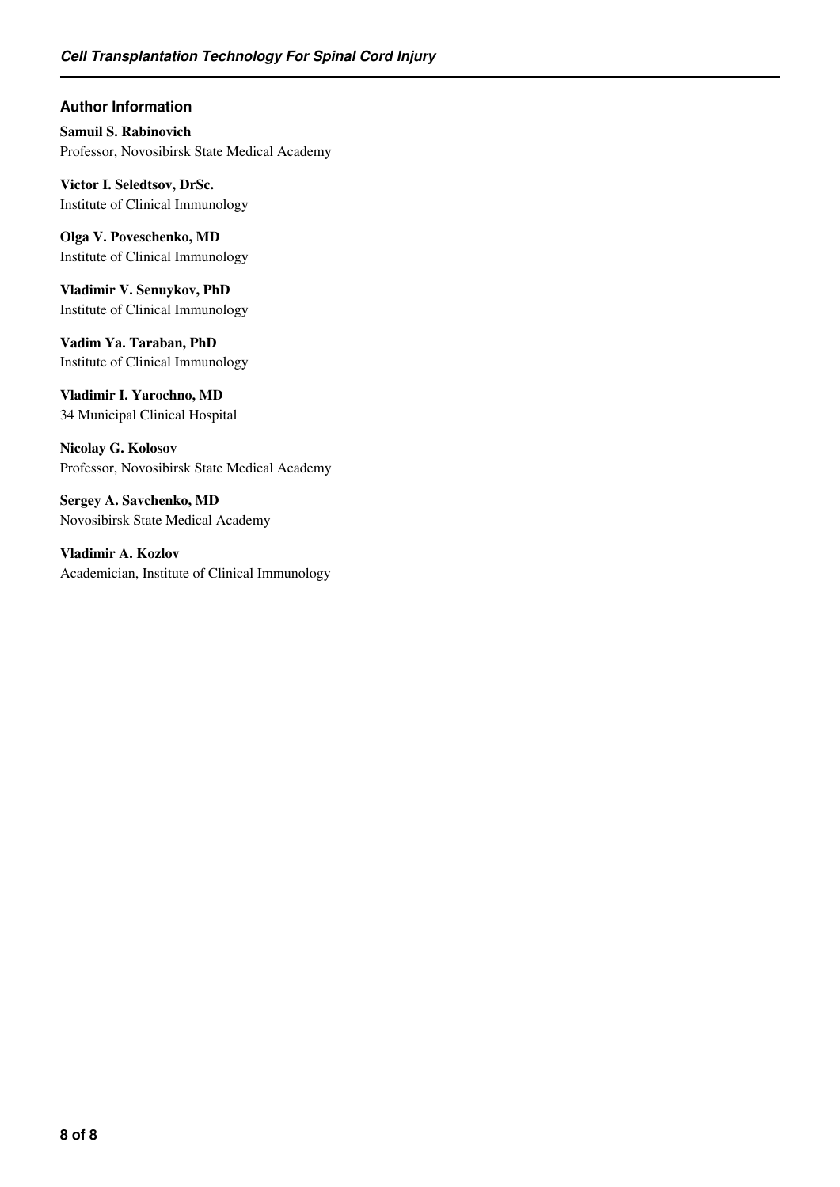### Author Information

**Samuil S. Rabinovich**
Professor, Novosibirsk State Medical Academy

**Victor I. Seledtsov, DrSc.**
Institute of Clinical Immunology

**Olga V. Poveschenko, MD**
Institute of Clinical Immunology

**Vladimir V. Senuykov, PhD**
Institute of Clinical Immunology

**Vadim Ya. Taraban, PhD**
Institute of Clinical Immunology

**Vladimir I. Yarochno, MD**
34 Municipal Clinical Hospital

**Nicolay G. Kolosov**
Professor, Novosibirsk State Medical Academy

**Sergey A. Savchenko, MD**
Novosibirsk State Medical Academy

**Vladimir A. Kozlov**
Academician, Institute of Clinical Immunology